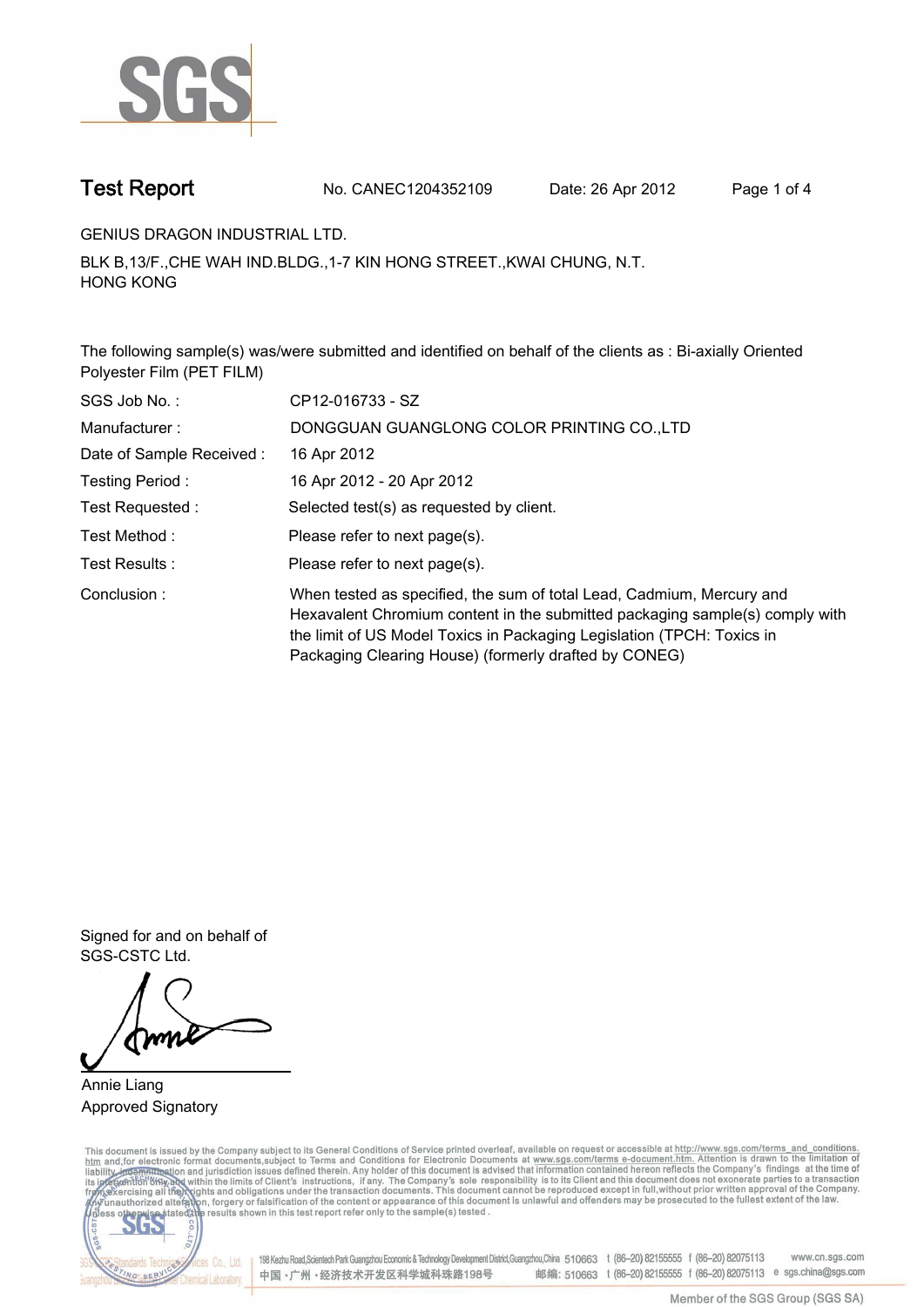# Test Report

No. CANEC1204352109    Date: 26 Apr 2012

GENIUS DRAGON INDUSTRIAL LTD.

BLK B,13/F.,CHE WAH IND.BLDG.,1-7 KIN HONG STREET.,KWAI CHUNG, N.T.
HONG KONG

The following sample(s) was/were submitted and identified on behalf of the clients as : Bi-axially Oriented Polyester Film (PET FILM)

| | |
|---|---|
| SGS Job No. : | CP12-016733 - SZ |
| Manufacturer : | DONGGUAN GUANGLONG COLOR PRINTING CO.,LTD |
| Date of Sample Received : | 16 Apr 2012 |
| Testing Period : | 16 Apr 2012 - 20 Apr 2012 |
| Test Requested : | Selected test(s) as requested by client. |
| Test Method : | Please refer to next page(s). |
| Test Results : | Please refer to next page(s). |
| Conclusion : | When tested as specified, the sum of total Lead, Cadmium, Mercury and Hexavalent Chromium content in the submitted packaging sample(s) comply with the limit of US Model Toxics in Packaging Legislation (TPCH: Toxics in Packaging Clearing House) (formerly drafted by CONEG) |

Signed for and on behalf of
SGS-CSTC Ltd.

Annie Liang
Approved Signatory

This document is issued by the Company subject to its General Conditions of Service printed overleaf, available on request or accessible at http://www.sgs.com/terms_and_conditions.htm and,for electronic format documents,subject to Terms and Conditions for Electronic Documents at www.sgs.com/terms_e-document.htm. Attention is drawn to the limitation of liability, indemnification and jurisdiction issues defined therein. Any holder of this document is advised that information contained hereon reflects the Company's findings at the time of its intervention only and within the limits of Client's instructions, if any. The Company's sole responsibility is to its Client and this document does not exonerate parties to a transaction from exercising all their rights and obligations under the transaction documents. This document cannot be reproduced except in full,without prior written approval of the Company. Any unauthorized alteration, forgery or falsification of the content or appearance of this document is unlawful and offenders may be prosecuted to the fullest extent of the law. Unless otherwise stated the results shown in this test report refer only to the sample(s) tested .

198 Kezhu Road,Scientech Park Guangzhou Economic & Technology Development District,Guangzhou,China 510663 t (86-20) 82155555 f (86-20) 82075113 www.cn.sgs.com
中国・广州・经济技术开发区科学城科珠路198号 邮编: 510663 t (86-20) 82155555 f (86-20) 82075113 e sgs.china@sgs.com

Member of the SGS Group (SGS SA)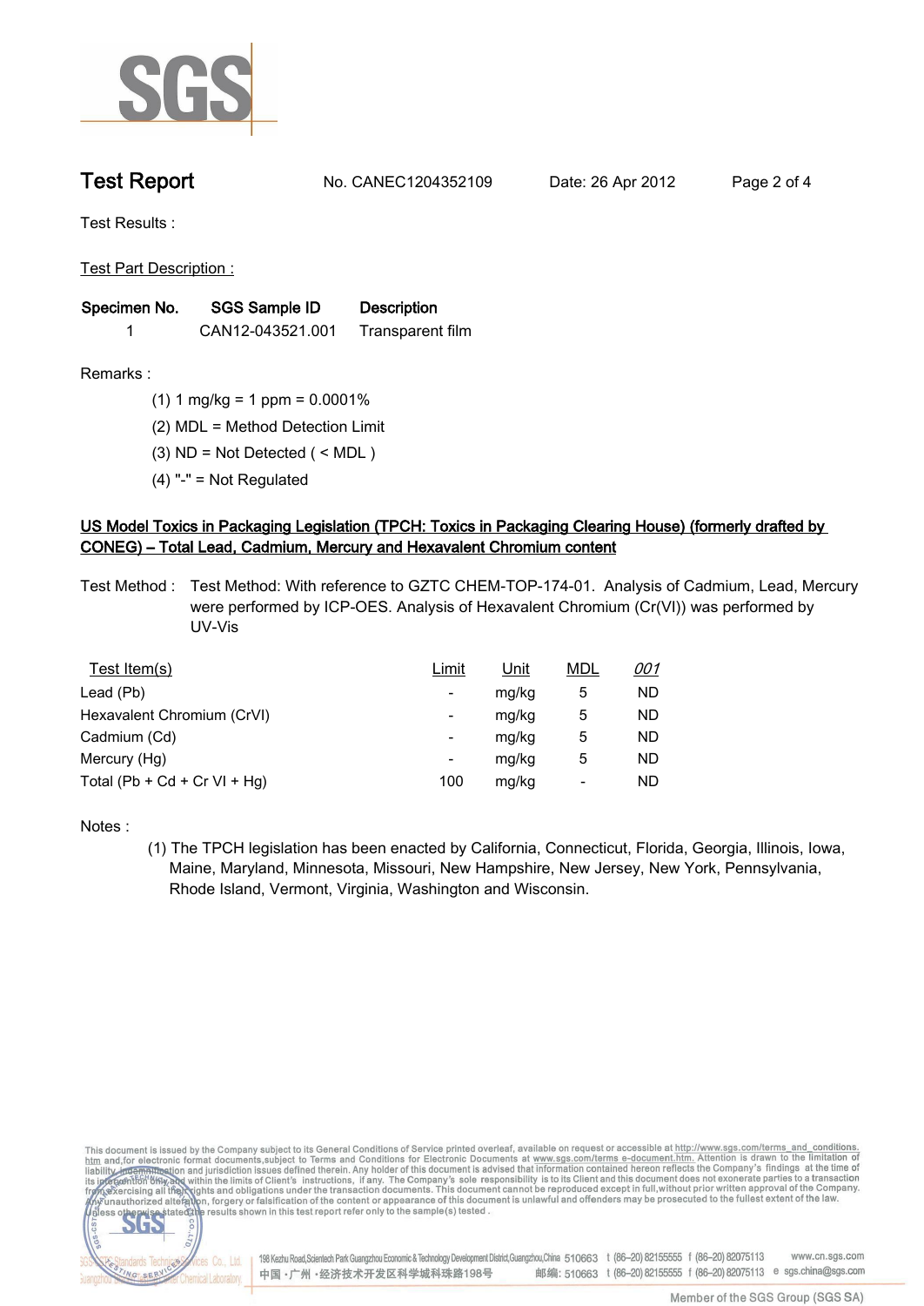## Test Report

No. CANEC1204352109 Date: 26 Apr 2012

Test Results :

Test Part Description :

| Specimen No. | SGS Sample ID | Description |
|---|---|---|
| 1 | CAN12-043521.001 | Transparent film |

Remarks :

(1) 1 mg/kg = 1 ppm = 0.0001%

(2) MDL = Method Detection Limit

(3) ND = Not Detected ( < MDL )

(4) "-" = Not Regulated

**US Model Toxics in Packaging Legislation (TPCH: Toxics in Packaging Clearing House) (formerly drafted by CONEG) – Total Lead, Cadmium, Mercury and Hexavalent Chromium content**

Test Method : Test Method: With reference to GZTC CHEM-TOP-174-01. Analysis of Cadmium, Lead, Mercury were performed by ICP-OES. Analysis of Hexavalent Chromium (Cr(VI)) was performed by UV-Vis

| Test Item(s) | Limit | Unit | MDL | 001 |
|---|---|---|---|---|
| Lead (Pb) | - | mg/kg | 5 | ND |
| Hexavalent Chromium (CrVI) | - | mg/kg | 5 | ND |
| Cadmium (Cd) | - | mg/kg | 5 | ND |
| Mercury (Hg) | - | mg/kg | 5 | ND |
| Total (Pb + Cd + Cr VI + Hg) | 100 | mg/kg | - | ND |

Notes :

(1) The TPCH legislation has been enacted by California, Connecticut, Florida, Georgia, Illinois, Iowa, Maine, Maryland, Minnesota, Missouri, New Hampshire, New Jersey, New York, Pennsylvania, Rhode Island, Vermont, Virginia, Washington and Wisconsin.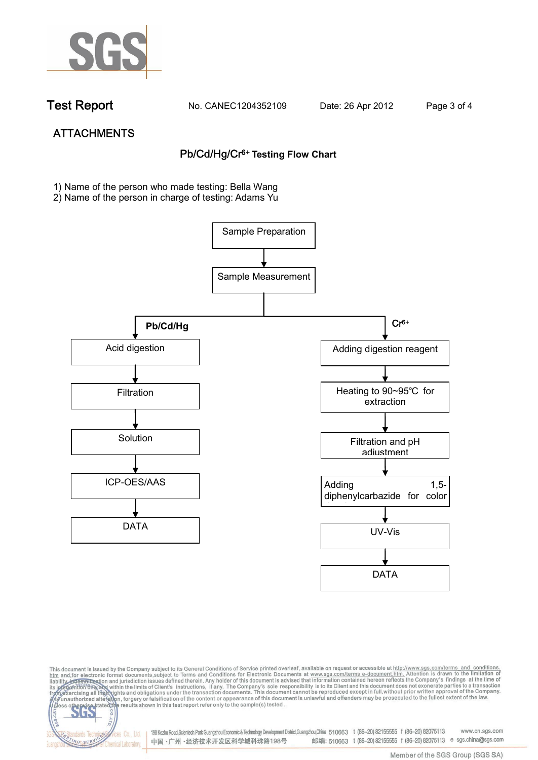## ATTACHMENTS

### Pb/Cd/Hg/$Cr^{6+}$ Testing Flow Chart

1) Name of the person who made testing: Bella Wang
2) Name of the person in charge of testing: Adams Yu

Sample Preparation → Sample Measurement

**Pb/Cd/Hg**

Acid digestion → Filtration → Solution → ICP-OES/AAS → DATA

**$Cr^{6+}$**

Adding digestion reagent → Heating to 90~95℃ for extraction → Filtration and pH adjustment → Adding 1,5-diphenylcarbazide for color → UV-Vis → DATA

This document is issued by the Company subject to its General Conditions of Service printed overleaf, available on request or accessible at http://www.sgs.com/terms_and_conditions.htm and,for electronic format documents,subject to Terms and Conditions for Electronic Documents at www.sgs.com/terms_e-document.htm. Attention is drawn to the limitation of liability, indemnification and jurisdiction issues defined therein. Any holder of this document is advised that information contained hereon reflects the Company's findings at the time of its intervention only and within the limits of Client's instructions, if any. The Company's sole responsibility is to its Client and this document does not exonerate parties to a transaction from exercising all their rights and obligations under the transaction documents. This document cannot be reproduced except in full,without prior written approval of the Company. Any unauthorized alteration, forgery or falsification of the content or appearance of this document is unlawful and offenders may be prosecuted to the fullest extent of the law. Unless otherwise stated the results shown in this test report refer only to the sample(s) tested .

SGS-CSTC Standards Technical Services Co., Ltd. Guangzhou Branch Chemical Laboratory
198 Kezhu Road,Scientech Park Guangzhou Economic & Technology Development District,Guangzhou,China 510663 t (86–20) 82155555 f (86–20) 82075113 www.cn.sgs.com
中国・广州・经济技术开发区科学城科珠路198号 邮编: 510663 t (86–20) 82155555 f (86–20) 82075113 e sgs.china@sgs.com

Member of the SGS Group (SGS SA)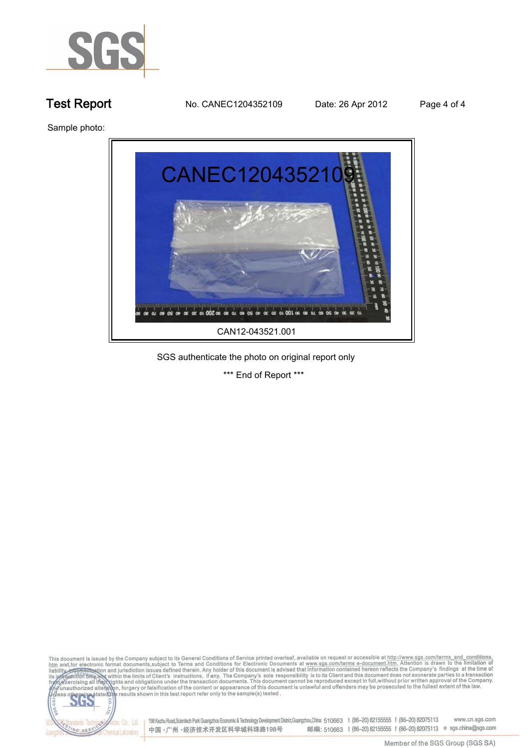# Test Report

No. CANEC1204352109 Date: 26 Apr 2012

Sample photo:

CAN12-043521.001

SGS authenticate the photo on original report only

\*\*\* End of Report \*\*\*

This document is issued by the Company subject to its General Conditions of Service printed overleaf, available on request or accessible at http://www.sgs.com/terms_and_conditions.htm and,for electronic format documents,subject to Terms and Conditions for Electronic Documents at www.sgs.com/terms_e-document.htm. Attention is drawn to the limitation of liability, indemnification and jurisdiction issues defined therein. Any holder of this document is advised that information contained hereon reflects the Company's findings at the time of its intervention only and within the limits of Client's instructions, if any. The Company's sole responsibility is to its Client and this document does not exonerate parties to a transaction from exercising all their rights and obligations under the transaction documents. This document cannot be reproduced except in full,without prior written approval of the Company. Any unauthorized alteration, forgery or falsification of the content or appearance of this document is unlawful and offenders may be prosecuted to the fullest extent of the law. Unless otherwise stated the results shown in this test report refer only to the sample(s) tested .

SGS-CSTC Standards Technical Services Co., Ltd. Guangzhou Branch Chemical Laboratory.

198 Kezhu Road,Scientech Park Guangzhou Economic & Technology Development District,Guangzhou,China 510663 t (86–20) 82155555 f (86–20) 82075113 www.cn.sgs.com
中国 · 广州 · 经济技术开发区科学城科珠路198号 邮编: 510663 t (86–20) 82155555 f (86–20) 82075113 e sgs.china@sgs.com

Member of the SGS Group (SGS SA)